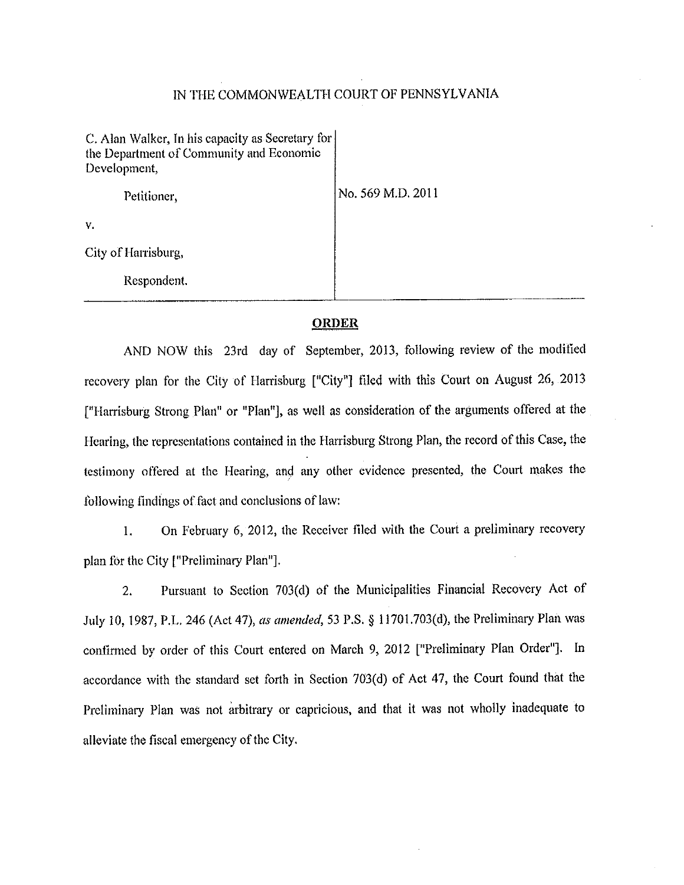IN THE COMMONWEALTH COURT OF PENNSYLVANIA

| | |
|---|---|
| C. Alan Walker, In his capacity as Secretary for the Department of Community and Economic Development, | |
| Petitioner, | No. 569 M.D. 2011 |
| v. | |
| City of Harrisburg, | |
| Respondent. | |

## ORDER

AND NOW this 23rd day of September, 2013, following review of the modified recovery plan for the City of Harrisburg ["City"] filed with this Court on August 26, 2013 ["Harrisburg Strong Plan" or "Plan"], as well as consideration of the arguments offered at the Hearing, the representations contained in the Harrisburg Strong Plan, the record of this Case, the testimony offered at the Hearing, and any other evidence presented, the Court makes the following findings of fact and conclusions of law:

1. On February 6, 2012, the Receiver filed with the Court a preliminary recovery plan for the City ["Preliminary Plan"].

2. Pursuant to Section 703(d) of the Municipalities Financial Recovery Act of July 10, 1987, P.L. 246 (Act 47), *as amended*, 53 P.S. § 11701.703(d), the Preliminary Plan was confirmed by order of this Court entered on March 9, 2012 ["Preliminary Plan Order"]. In accordance with the standard set forth in Section 703(d) of Act 47, the Court found that the Preliminary Plan was not arbitrary or capricious, and that it was not wholly inadequate to alleviate the fiscal emergency of the City.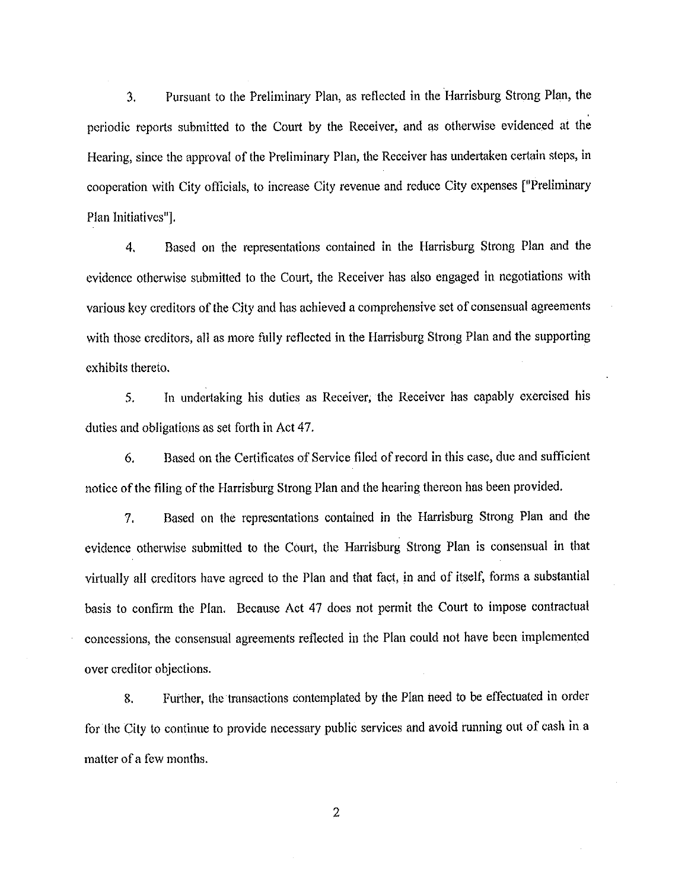3. Pursuant to the Preliminary Plan, as reflected in the Harrisburg Strong Plan, the periodic reports submitted to the Court by the Receiver, and as otherwise evidenced at the Hearing, since the approval of the Preliminary Plan, the Receiver has undertaken certain steps, in cooperation with City officials, to increase City revenue and reduce City expenses ["Preliminary Plan Initiatives"].

4. Based on the representations contained in the Harrisburg Strong Plan and the evidence otherwise submitted to the Court, the Receiver has also engaged in negotiations with various key creditors of the City and has achieved a comprehensive set of consensual agreements with those creditors, all as more fully reflected in the Harrisburg Strong Plan and the supporting exhibits thereto.

5. In undertaking his duties as Receiver, the Receiver has capably exercised his duties and obligations as set forth in Act 47.

6. Based on the Certificates of Service filed of record in this case, due and sufficient notice of the filing of the Harrisburg Strong Plan and the hearing thereon has been provided.

7. Based on the representations contained in the Harrisburg Strong Plan and the evidence otherwise submitted to the Court, the Harrisburg Strong Plan is consensual in that virtually all creditors have agreed to the Plan and that fact, in and of itself, forms a substantial basis to confirm the Plan. Because Act 47 does not permit the Court to impose contractual concessions, the consensual agreements reflected in the Plan could not have been implemented over creditor objections.

8. Further, the transactions contemplated by the Plan need to be effectuated in order for the City to continue to provide necessary public services and avoid running out of cash in a matter of a few months.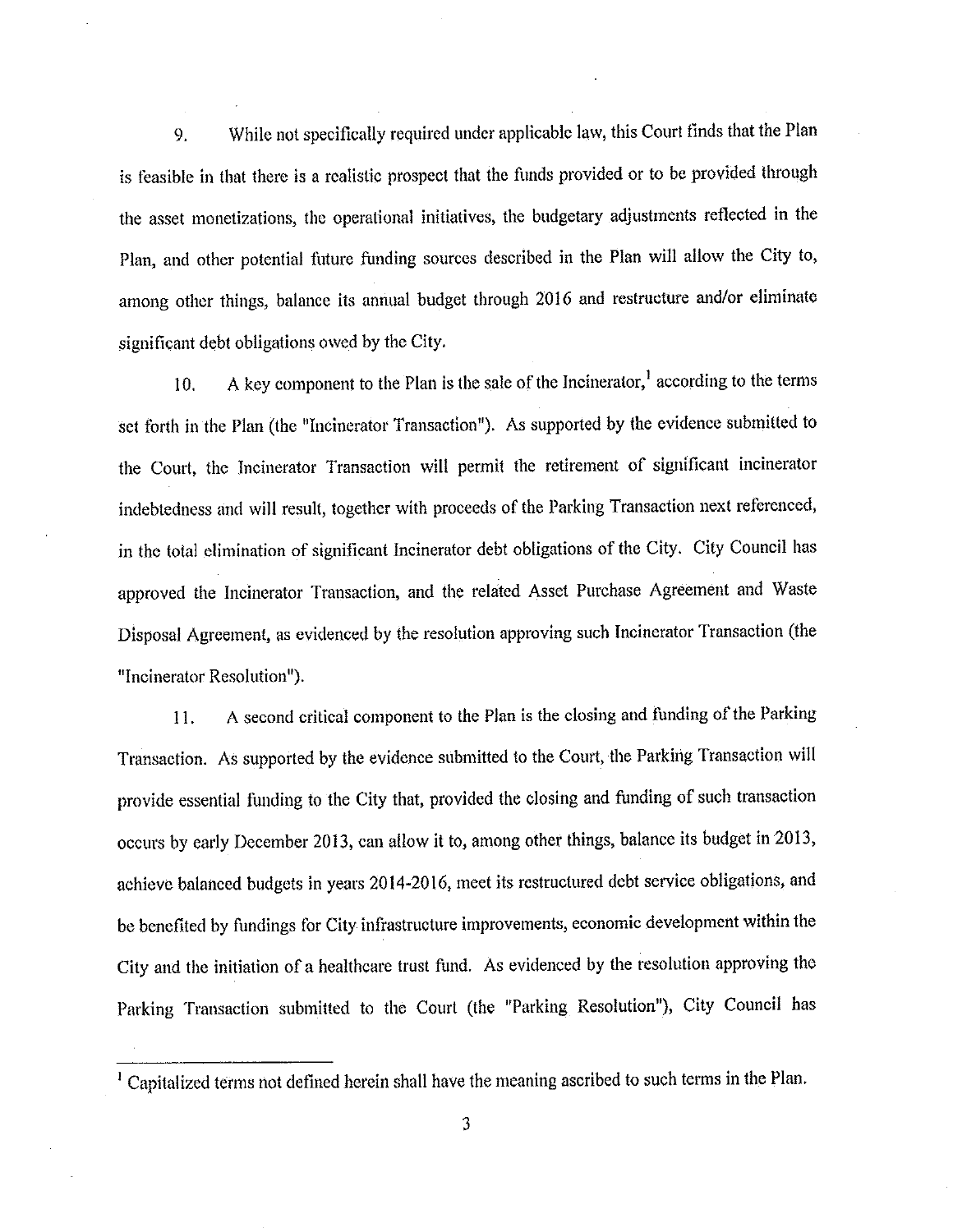9. While not specifically required under applicable law, this Court finds that the Plan is feasible in that there is a realistic prospect that the funds provided or to be provided through the asset monetizations, the operational initiatives, the budgetary adjustments reflected in the Plan, and other potential future funding sources described in the Plan will allow the City to, among other things, balance its annual budget through 2016 and restructure and/or eliminate significant debt obligations owed by the City.

10. A key component to the Plan is the sale of the Incinerator,[1] according to the terms set forth in the Plan (the "Incinerator Transaction"). As supported by the evidence submitted to the Court, the Incinerator Transaction will permit the retirement of significant incinerator indebtedness and will result, together with proceeds of the Parking Transaction next referenced, in the total elimination of significant Incinerator debt obligations of the City. City Council has approved the Incinerator Transaction, and the related Asset Purchase Agreement and Waste Disposal Agreement, as evidenced by the resolution approving such Incinerator Transaction (the "Incinerator Resolution").

11. A second critical component to the Plan is the closing and funding of the Parking Transaction. As supported by the evidence submitted to the Court, the Parking Transaction will provide essential funding to the City that, provided the closing and funding of such transaction occurs by early December 2013, can allow it to, among other things, balance its budget in 2013, achieve balanced budgets in years 2014-2016, meet its restructured debt service obligations, and be benefited by fundings for City infrastructure improvements, economic development within the City and the initiation of a healthcare trust fund. As evidenced by the resolution approving the Parking Transaction submitted to the Court (the "Parking Resolution"), City Council has

---

[1] Capitalized terms not defined herein shall have the meaning ascribed to such terms in the Plan.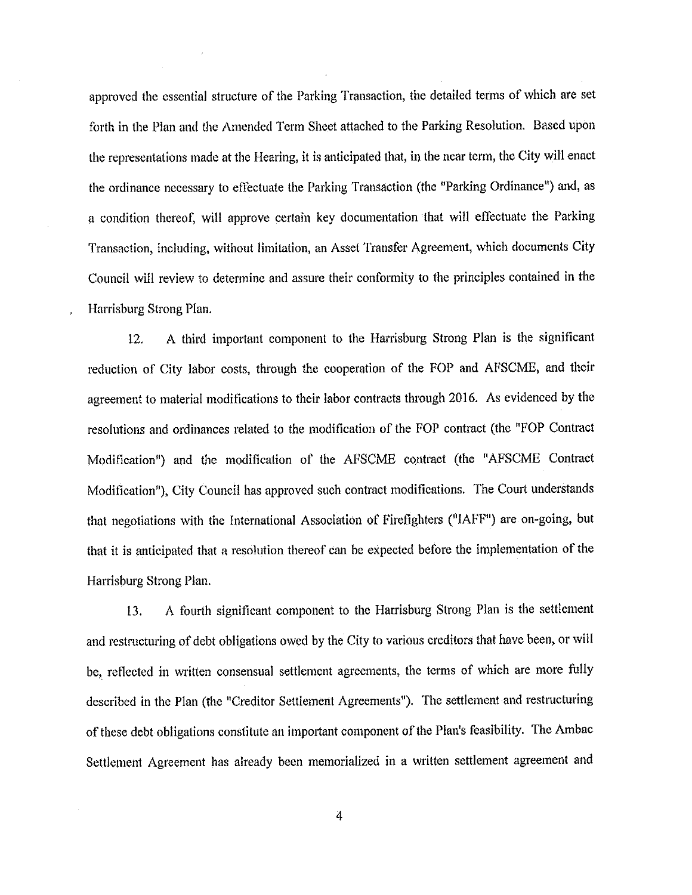approved the essential structure of the Parking Transaction, the detailed terms of which are set forth in the Plan and the Amended Term Sheet attached to the Parking Resolution. Based upon the representations made at the Hearing, it is anticipated that, in the near term, the City will enact the ordinance necessary to effectuate the Parking Transaction (the "Parking Ordinance") and, as a condition thereof, will approve certain key documentation that will effectuate the Parking Transaction, including, without limitation, an Asset Transfer Agreement, which documents City Council will review to determine and assure their conformity to the principles contained in the Harrisburg Strong Plan.

12. A third important component to the Harrisburg Strong Plan is the significant reduction of City labor costs, through the cooperation of the FOP and AFSCME, and their agreement to material modifications to their labor contracts through 2016. As evidenced by the resolutions and ordinances related to the modification of the FOP contract (the "FOP Contract Modification") and the modification of the AFSCME contract (the "AFSCME Contract Modification"), City Council has approved such contract modifications. The Court understands that negotiations with the International Association of Firefighters ("IAFF") are on-going, but that it is anticipated that a resolution thereof can be expected before the implementation of the Harrisburg Strong Plan.

13. A fourth significant component to the Harrisburg Strong Plan is the settlement and restructuring of debt obligations owed by the City to various creditors that have been, or will be, reflected in written consensual settlement agreements, the terms of which are more fully described in the Plan (the "Creditor Settlement Agreements"). The settlement and restructuring of these debt obligations constitute an important component of the Plan's feasibility. The Ambac Settlement Agreement has already been memorialized in a written settlement agreement and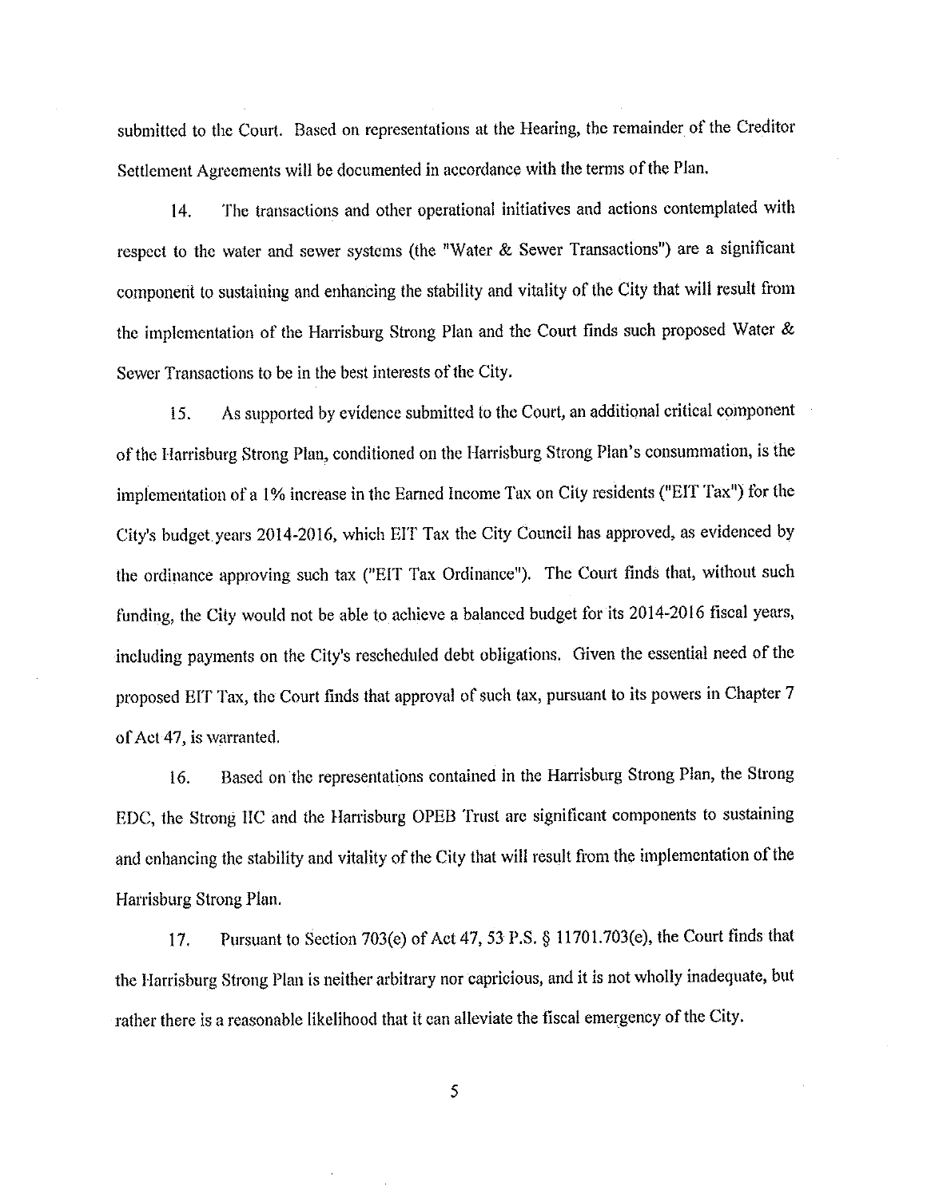submitted to the Court. Based on representations at the Hearing, the remainder of the Creditor Settlement Agreements will be documented in accordance with the terms of the Plan.

14. The transactions and other operational initiatives and actions contemplated with respect to the water and sewer systems (the "Water & Sewer Transactions") are a significant component to sustaining and enhancing the stability and vitality of the City that will result from the implementation of the Harrisburg Strong Plan and the Court finds such proposed Water & Sewer Transactions to be in the best interests of the City.

15. As supported by evidence submitted to the Court, an additional critical component of the Harrisburg Strong Plan, conditioned on the Harrisburg Strong Plan's consummation, is the implementation of a 1% increase in the Earned Income Tax on City residents ("EIT Tax") for the City's budget years 2014-2016, which EIT Tax the City Council has approved, as evidenced by the ordinance approving such tax ("EIT Tax Ordinance"). The Court finds that, without such funding, the City would not be able to achieve a balanced budget for its 2014-2016 fiscal years, including payments on the City's rescheduled debt obligations. Given the essential need of the proposed EIT Tax, the Court finds that approval of such tax, pursuant to its powers in Chapter 7 of Act 47, is warranted.

16. Based on the representations contained in the Harrisburg Strong Plan, the Strong EDC, the Strong HC and the Harrisburg OPEB Trust are significant components to sustaining and enhancing the stability and vitality of the City that will result from the implementation of the Harrisburg Strong Plan.

17. Pursuant to Section 703(e) of Act 47, 53 P.S. § 11701.703(e), the Court finds that the Harrisburg Strong Plan is neither arbitrary nor capricious, and it is not wholly inadequate, but rather there is a reasonable likelihood that it can alleviate the fiscal emergency of the City.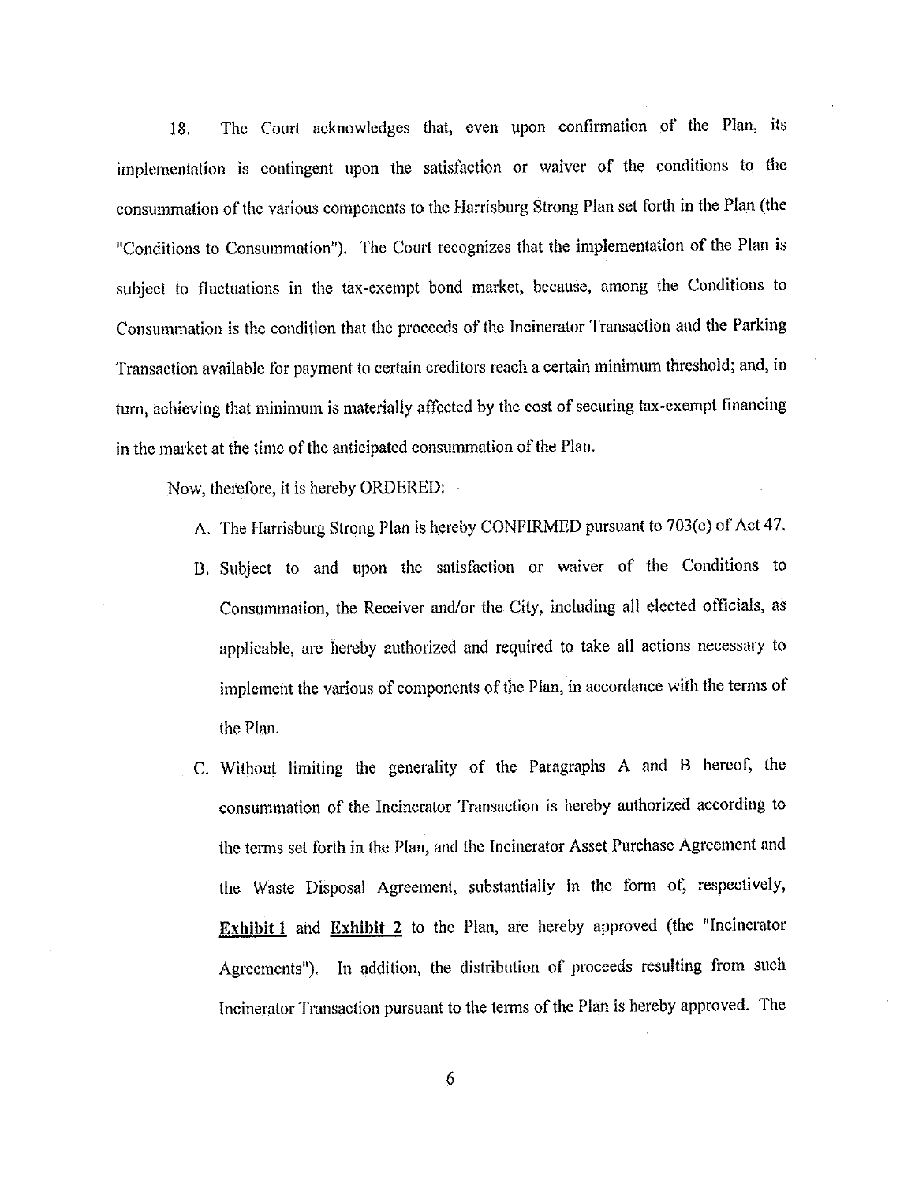18. The Court acknowledges that, even upon confirmation of the Plan, its implementation is contingent upon the satisfaction or waiver of the conditions to the consummation of the various components to the Harrisburg Strong Plan set forth in the Plan (the "Conditions to Consummation"). The Court recognizes that the implementation of the Plan is subject to fluctuations in the tax-exempt bond market, because, among the Conditions to Consummation is the condition that the proceeds of the Incinerator Transaction and the Parking Transaction available for payment to certain creditors reach a certain minimum threshold; and, in turn, achieving that minimum is materially affected by the cost of securing tax-exempt financing in the market at the time of the anticipated consummation of the Plan.

Now, therefore, it is hereby ORDERED:

A. The Harrisburg Strong Plan is hereby CONFIRMED pursuant to 703(e) of Act 47.

B. Subject to and upon the satisfaction or waiver of the Conditions to Consummation, the Receiver and/or the City, including all elected officials, as applicable, are hereby authorized and required to take all actions necessary to implement the various of components of the Plan, in accordance with the terms of the Plan.

C. Without limiting the generality of the Paragraphs A and B hereof, the consummation of the Incinerator Transaction is hereby authorized according to the terms set forth in the Plan, and the Incinerator Asset Purchase Agreement and the Waste Disposal Agreement, substantially in the form of, respectively, **Exhibit 1** and **Exhibit 2** to the Plan, are hereby approved (the "Incinerator Agreements"). In addition, the distribution of proceeds resulting from such Incinerator Transaction pursuant to the terms of the Plan is hereby approved. The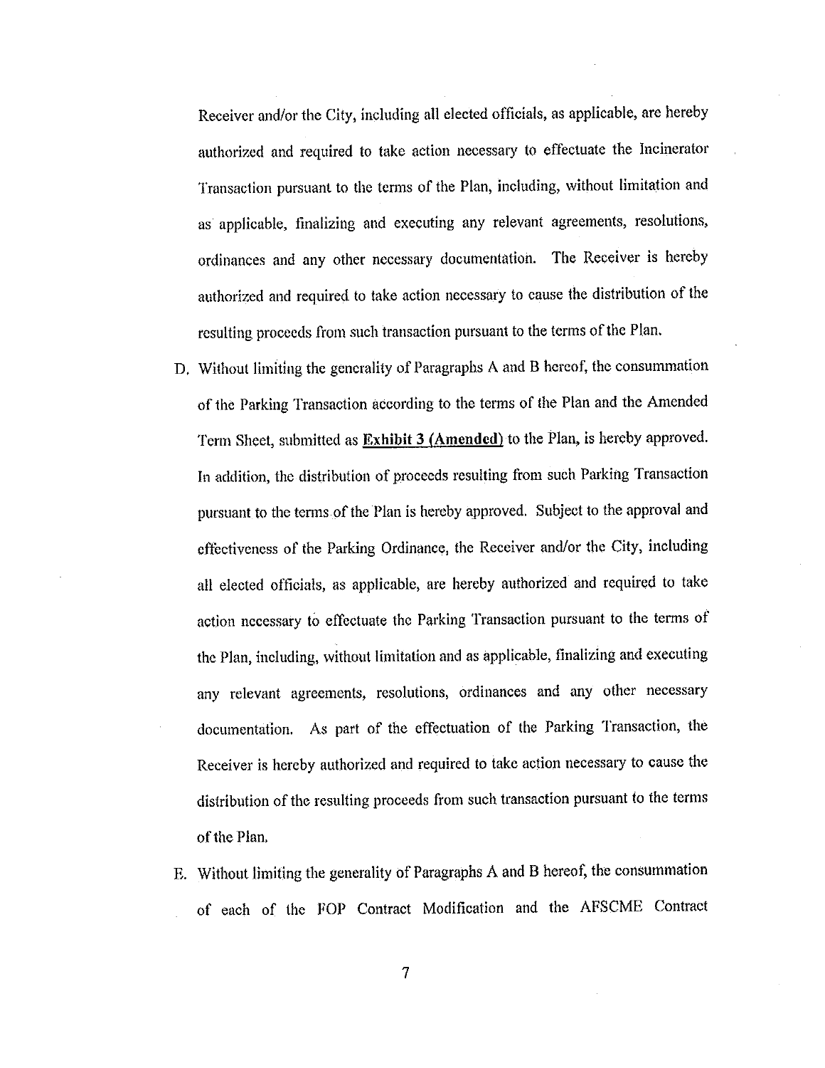Receiver and/or the City, including all elected officials, as applicable, are hereby authorized and required to take action necessary to effectuate the Incinerator Transaction pursuant to the terms of the Plan, including, without limitation and as applicable, finalizing and executing any relevant agreements, resolutions, ordinances and any other necessary documentation. The Receiver is hereby authorized and required to take action necessary to cause the distribution of the resulting proceeds from such transaction pursuant to the terms of the Plan.

D. Without limiting the generality of Paragraphs A and B hereof, the consummation of the Parking Transaction according to the terms of the Plan and the Amended Term Sheet, submitted as **Exhibit 3 (Amended)** to the Plan, is hereby approved. In addition, the distribution of proceeds resulting from such Parking Transaction pursuant to the terms of the Plan is hereby approved. Subject to the approval and effectiveness of the Parking Ordinance, the Receiver and/or the City, including all elected officials, as applicable, are hereby authorized and required to take action necessary to effectuate the Parking Transaction pursuant to the terms of the Plan, including, without limitation and as applicable, finalizing and executing any relevant agreements, resolutions, ordinances and any other necessary documentation. As part of the effectuation of the Parking Transaction, the Receiver is hereby authorized and required to take action necessary to cause the distribution of the resulting proceeds from such transaction pursuant to the terms of the Plan.

E. Without limiting the generality of Paragraphs A and B hereof, the consummation of each of the FOP Contract Modification and the AFSCME Contract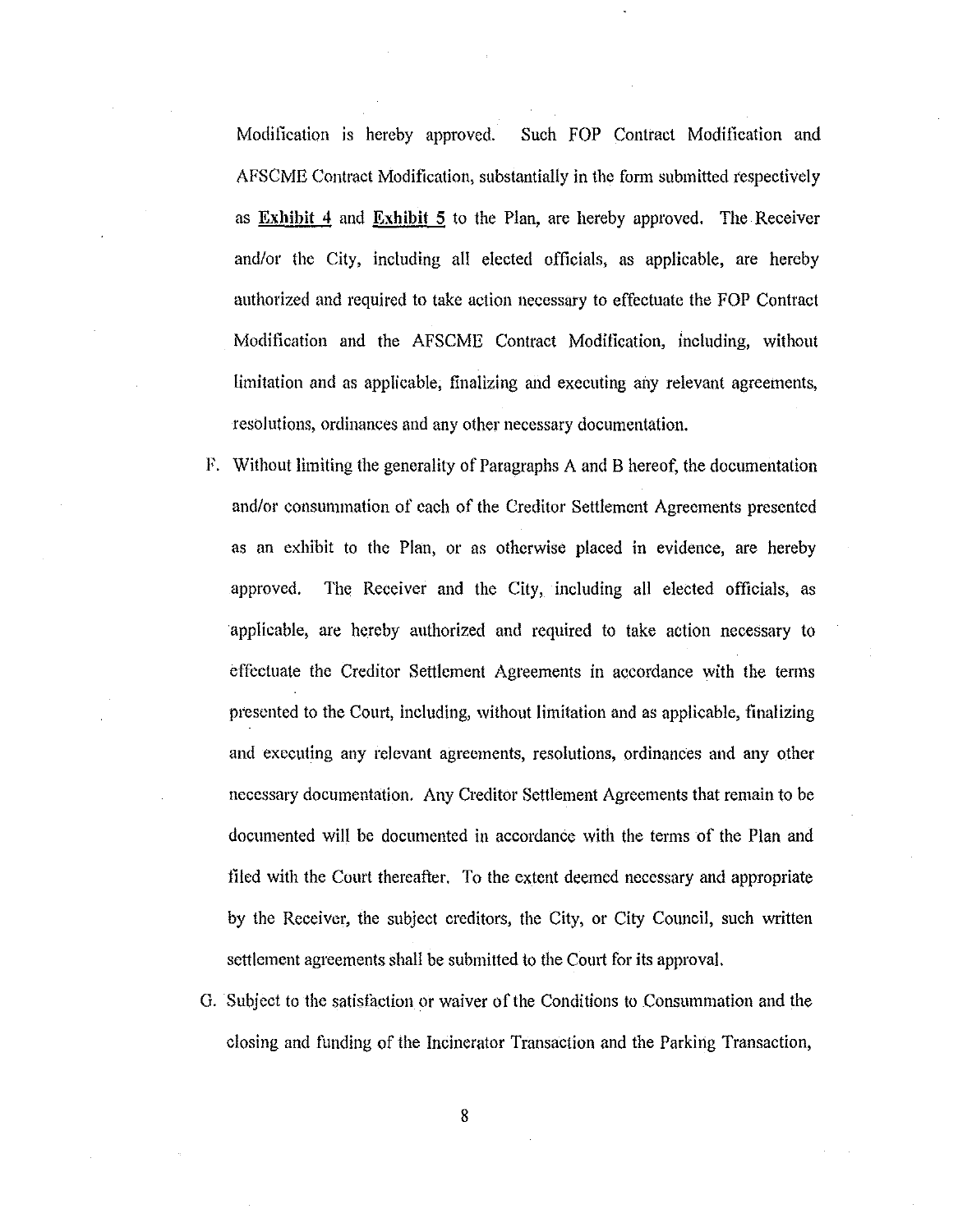Modification is hereby approved. Such FOP Contract Modification and AFSCME Contract Modification, substantially in the form submitted respectively as **Exhibit 4** and **Exhibit 5** to the Plan, are hereby approved. The Receiver and/or the City, including all elected officials, as applicable, are hereby authorized and required to take action necessary to effectuate the FOP Contract Modification and the AFSCME Contract Modification, including, without limitation and as applicable, finalizing and executing any relevant agreements, resolutions, ordinances and any other necessary documentation.

F. Without limiting the generality of Paragraphs A and B hereof, the documentation and/or consummation of each of the Creditor Settlement Agreements presented as an exhibit to the Plan, or as otherwise placed in evidence, are hereby approved. The Receiver and the City, including all elected officials, as applicable, are hereby authorized and required to take action necessary to effectuate the Creditor Settlement Agreements in accordance with the terms presented to the Court, including, without limitation and as applicable, finalizing and executing any relevant agreements, resolutions, ordinances and any other necessary documentation. Any Creditor Settlement Agreements that remain to be documented will be documented in accordance with the terms of the Plan and filed with the Court thereafter. To the extent deemed necessary and appropriate by the Receiver, the subject creditors, the City, or City Council, such written settlement agreements shall be submitted to the Court for its approval.

G. Subject to the satisfaction or waiver of the Conditions to Consummation and the closing and funding of the Incinerator Transaction and the Parking Transaction,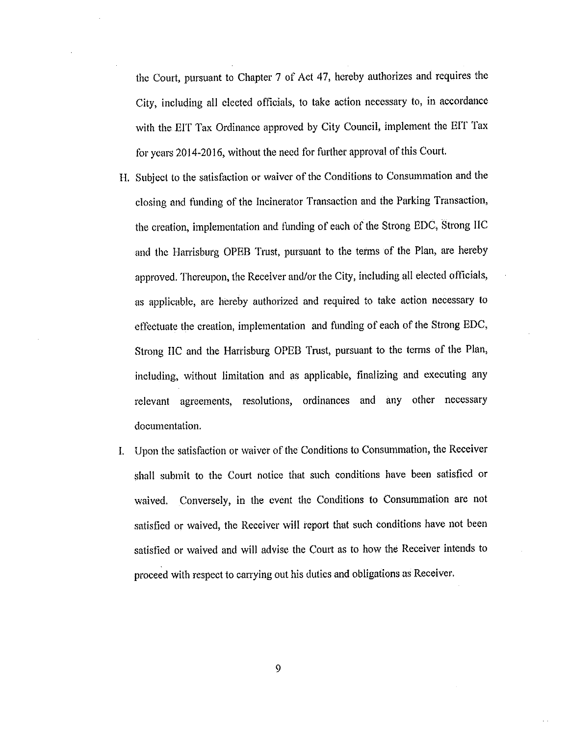the Court, pursuant to Chapter 7 of Act 47, hereby authorizes and requires the City, including all elected officials, to take action necessary to, in accordance with the EIT Tax Ordinance approved by City Council, implement the EIT Tax for years 2014-2016, without the need for further approval of this Court.

H. Subject to the satisfaction or waiver of the Conditions to Consummation and the closing and funding of the Incinerator Transaction and the Parking Transaction, the creation, implementation and funding of each of the Strong EDC, Strong IIC and the Harrisburg OPEB Trust, pursuant to the terms of the Plan, are hereby approved. Thereupon, the Receiver and/or the City, including all elected officials, as applicable, are hereby authorized and required to take action necessary to effectuate the creation, implementation and funding of each of the Strong EDC, Strong IIC and the Harrisburg OPEB Trust, pursuant to the terms of the Plan, including, without limitation and as applicable, finalizing and executing any relevant agreements, resolutions, ordinances and any other necessary documentation.

I. Upon the satisfaction or waiver of the Conditions to Consummation, the Receiver shall submit to the Court notice that such conditions have been satisfied or waived. Conversely, in the event the Conditions to Consummation are not satisfied or waived, the Receiver will report that such conditions have not been satisfied or waived and will advise the Court as to how the Receiver intends to proceed with respect to carrying out his duties and obligations as Receiver.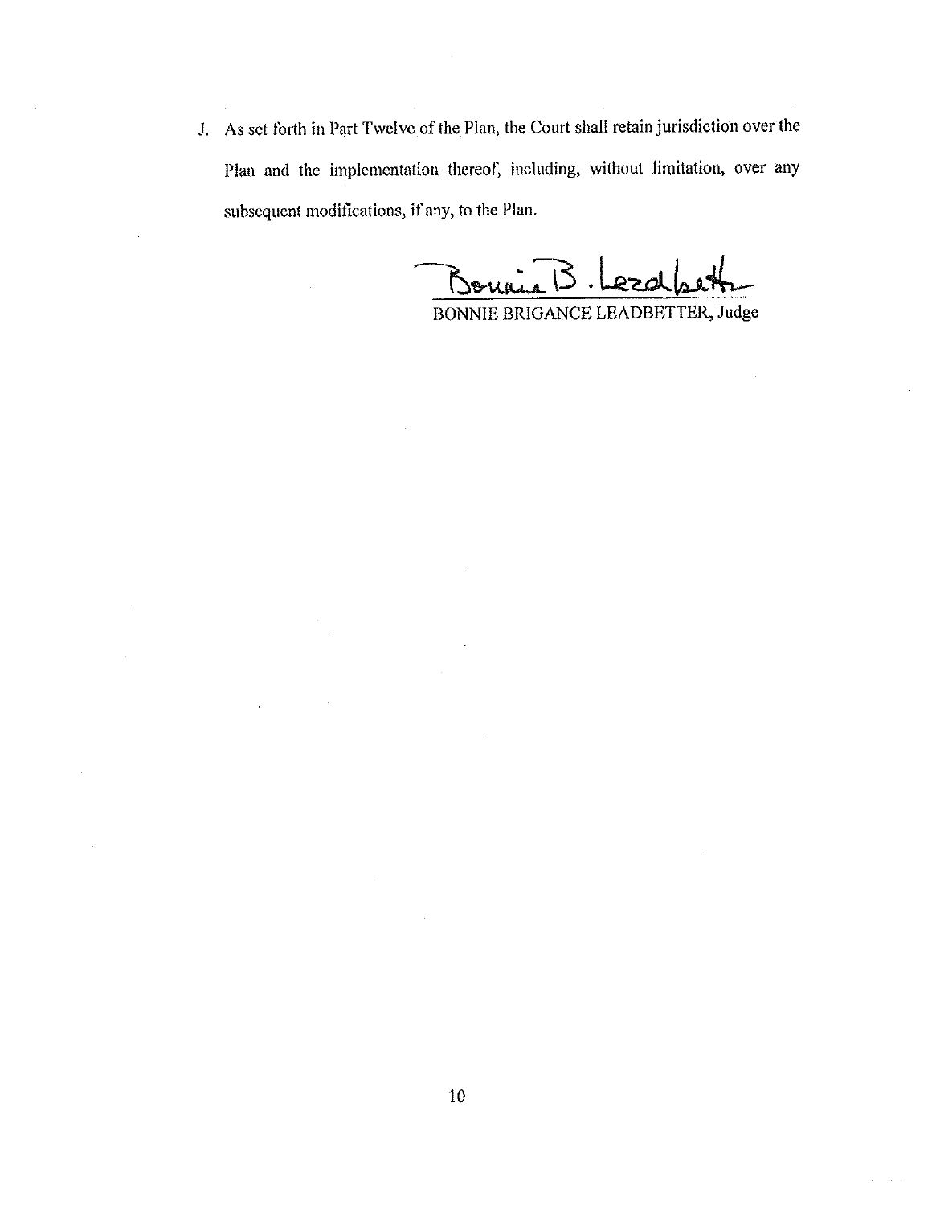J. As set forth in Part Twelve of the Plan, the Court shall retain jurisdiction over the Plan and the implementation thereof, including, without limitation, over any subsequent modifications, if any, to the Plan.

Bonnie B. Leadbetter

BONNIE BRIGANCE LEADBETTER, Judge